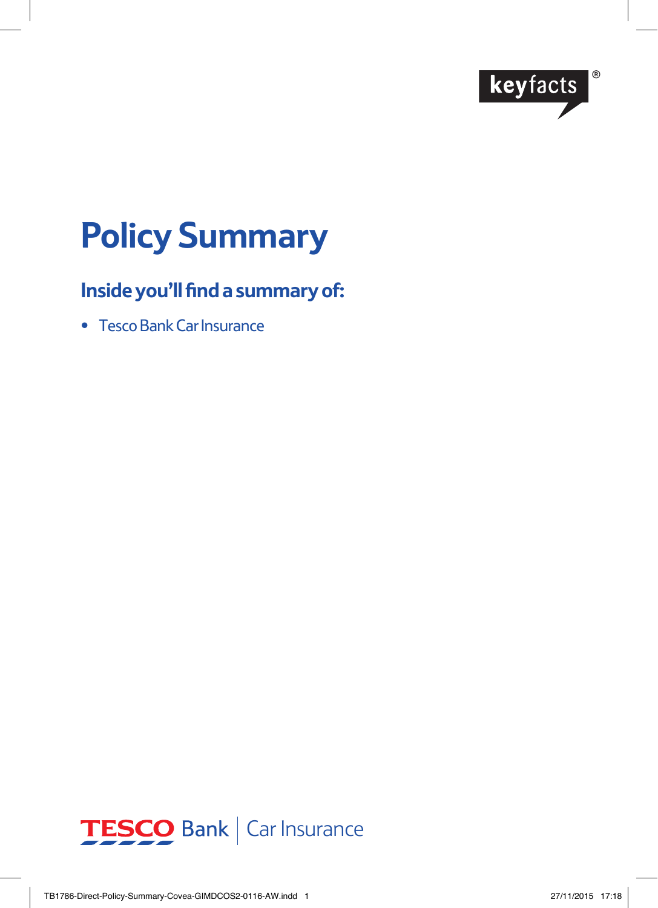keyfacts®

# Policy Summary

## Inside you'll find a summary of:

- Tesco Bank Car Insurance

TESCO Bank | Car Insurance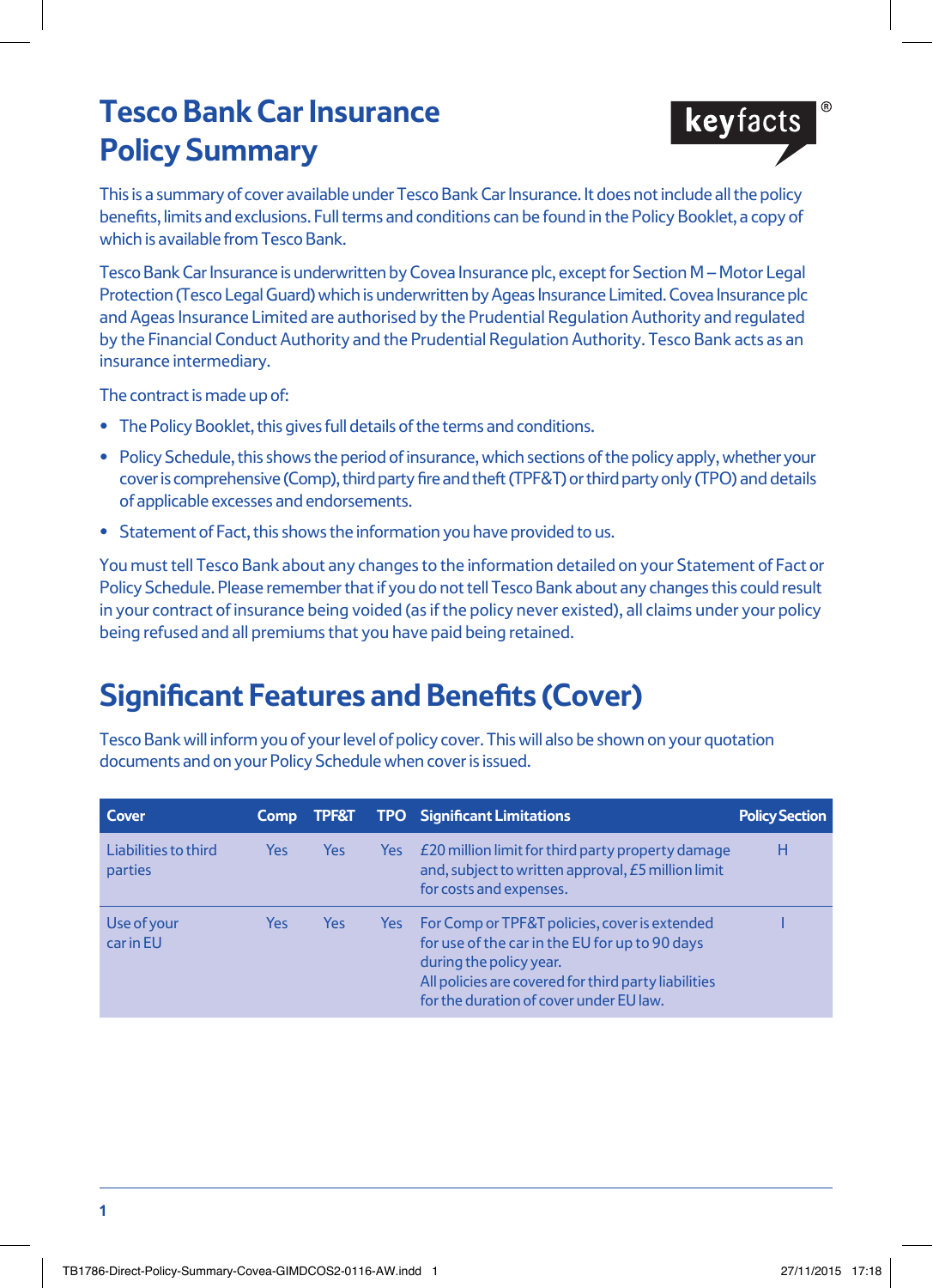# Tesco Bank Car Insurance Policy Summary

keyfacts®

This is a summary of cover available under Tesco Bank Car Insurance. It does not include all the policy benefits, limits and exclusions. Full terms and conditions can be found in the Policy Booklet, a copy of which is available from Tesco Bank.

Tesco Bank Car Insurance is underwritten by Covea Insurance plc, except for Section M – Motor Legal Protection (Tesco Legal Guard) which is underwritten by Ageas Insurance Limited. Covea Insurance plc and Ageas Insurance Limited are authorised by the Prudential Regulation Authority and regulated by the Financial Conduct Authority and the Prudential Regulation Authority. Tesco Bank acts as an insurance intermediary.

The contract is made up of:

- The Policy Booklet, this gives full details of the terms and conditions.
- Policy Schedule, this shows the period of insurance, which sections of the policy apply, whether your cover is comprehensive (Comp), third party fire and theft (TPF&T) or third party only (TPO) and details of applicable excesses and endorsements.
- Statement of Fact, this shows the information you have provided to us.

You must tell Tesco Bank about any changes to the information detailed on your Statement of Fact or Policy Schedule. Please remember that if you do not tell Tesco Bank about any changes this could result in your contract of insurance being voided (as if the policy never existed), all claims under your policy being refused and all premiums that you have paid being retained.

## Significant Features and Benefits (Cover)

Tesco Bank will inform you of your level of policy cover. This will also be shown on your quotation documents and on your Policy Schedule when cover is issued.

| Cover | Comp | TPF&T | TPO | Significant Limitations | Policy Section |
|---|---|---|---|---|---|
| Liabilities to third parties | Yes | Yes | Yes | £20 million limit for third party property damage and, subject to written approval, £5 million limit for costs and expenses. | H |
| Use of your car in EU | Yes | Yes | Yes | For Comp or TPF&T policies, cover is extended for use of the car in the EU for up to 90 days during the policy year. All policies are covered for third party liabilities for the duration of cover under EU law. | I |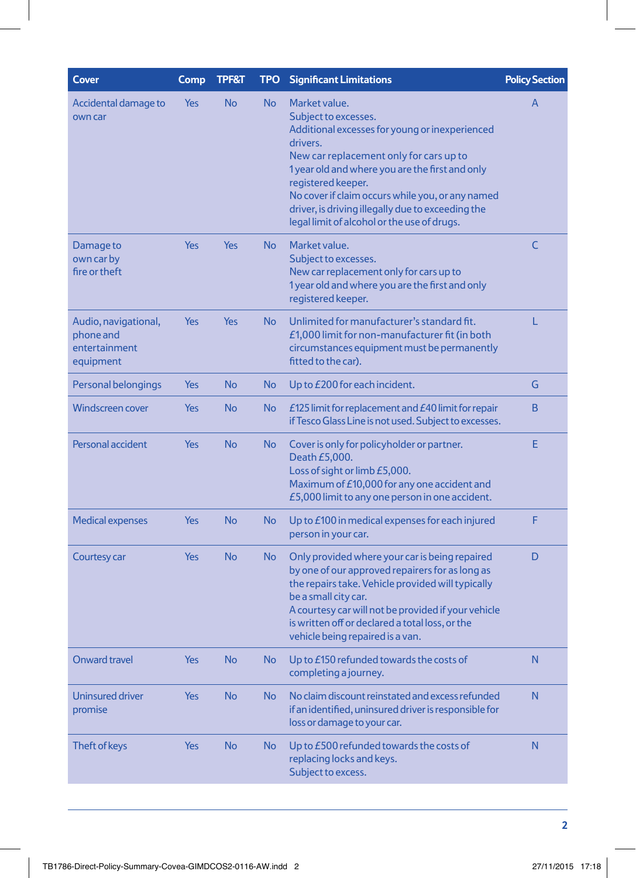| Cover | Comp | TPF&T | TPO | Significant Limitations | Policy Section |
|---|---|---|---|---|---|
| Accidental damage to own car | Yes | No | No | Market value. Subject to excesses. Additional excesses for young or inexperienced drivers. New car replacement only for cars up to 1 year old and where you are the first and only registered keeper. No cover if claim occurs while you, or any named driver, is driving illegally due to exceeding the legal limit of alcohol or the use of drugs. | A |
| Damage to own car by fire or theft | Yes | Yes | No | Market value. Subject to excesses. New car replacement only for cars up to 1 year old and where you are the first and only registered keeper. | C |
| Audio, navigational, phone and entertainment equipment | Yes | Yes | No | Unlimited for manufacturer's standard fit. £1,000 limit for non-manufacturer fit (in both circumstances equipment must be permanently fitted to the car). | L |
| Personal belongings | Yes | No | No | Up to £200 for each incident. | G |
| Windscreen cover | Yes | No | No | £125 limit for replacement and £40 limit for repair if Tesco Glass Line is not used. Subject to excesses. | B |
| Personal accident | Yes | No | No | Cover is only for policyholder or partner. Death £5,000. Loss of sight or limb £5,000. Maximum of £10,000 for any one accident and £5,000 limit to any one person in one accident. | E |
| Medical expenses | Yes | No | No | Up to £100 in medical expenses for each injured person in your car. | F |
| Courtesy car | Yes | No | No | Only provided where your car is being repaired by one of our approved repairers for as long as the repairs take. Vehicle provided will typically be a small city car. A courtesy car will not be provided if your vehicle is written off or declared a total loss, or the vehicle being repaired is a van. | D |
| Onward travel | Yes | No | No | Up to £150 refunded towards the costs of completing a journey. | N |
| Uninsured driver promise | Yes | No | No | No claim discount reinstated and excess refunded if an identified, uninsured driver is responsible for loss or damage to your car. | N |
| Theft of keys | Yes | No | No | Up to £500 refunded towards the costs of replacing locks and keys. Subject to excess. | N |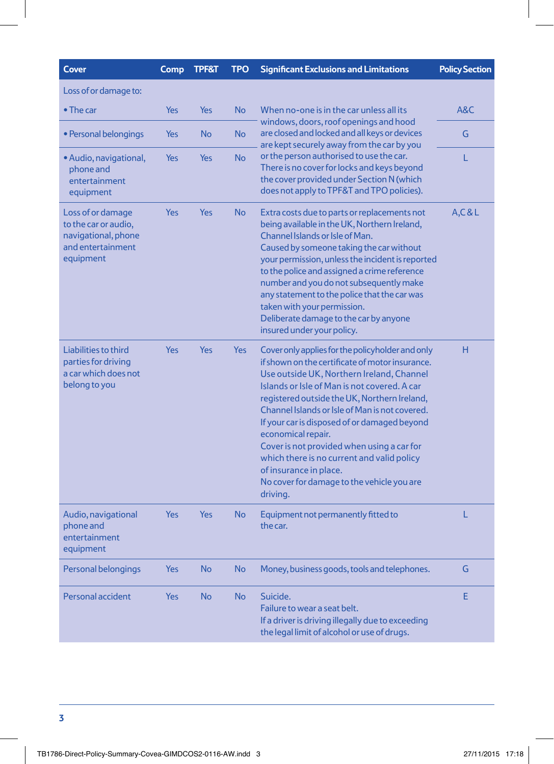| Cover | Comp | TPF&T | TPO | Significant Exclusions and Limitations | Policy Section |
|---|---|---|---|---|---|
| Loss of or damage to: | | | | | |
| • The car | Yes | Yes | No | When no-one is in the car unless all its windows, doors, roof openings and hood are closed and locked and all keys or devices are kept securely away from the car by you or the person authorised to use the car. There is no cover for locks and keys beyond the cover provided under Section N (which does not apply to TPF&T and TPO policies). | A&C |
| • Personal belongings | Yes | No | No | | G |
| • Audio, navigational, phone and entertainment equipment | Yes | Yes | No | | L |
| Loss of or damage to the car or audio, navigational, phone and entertainment equipment | Yes | Yes | No | Extra costs due to parts or replacements not being available in the UK, Northern Ireland, Channel Islands or Isle of Man. Caused by someone taking the car without your permission, unless the incident is reported to the police and assigned a crime reference number and you do not subsequently make any statement to the police that the car was taken with your permission. Deliberate damage to the car by anyone insured under your policy. | A,C & L |
| Liabilities to third parties for driving a car which does not belong to you | Yes | Yes | Yes | Cover only applies for the policyholder and only if shown on the certificate of motor insurance. Use outside UK, Northern Ireland, Channel Islands or Isle of Man is not covered. A car registered outside the UK, Northern Ireland, Channel Islands or Isle of Man is not covered. If your car is disposed of or damaged beyond economical repair. Cover is not provided when using a car for which there is no current and valid policy of insurance in place. No cover for damage to the vehicle you are driving. | H |
| Audio, navigational phone and entertainment equipment | Yes | Yes | No | Equipment not permanently fitted to the car. | L |
| Personal belongings | Yes | No | No | Money, business goods, tools and telephones. | G |
| Personal accident | Yes | No | No | Suicide. Failure to wear a seat belt. If a driver is driving illegally due to exceeding the legal limit of alcohol or use of drugs. | E |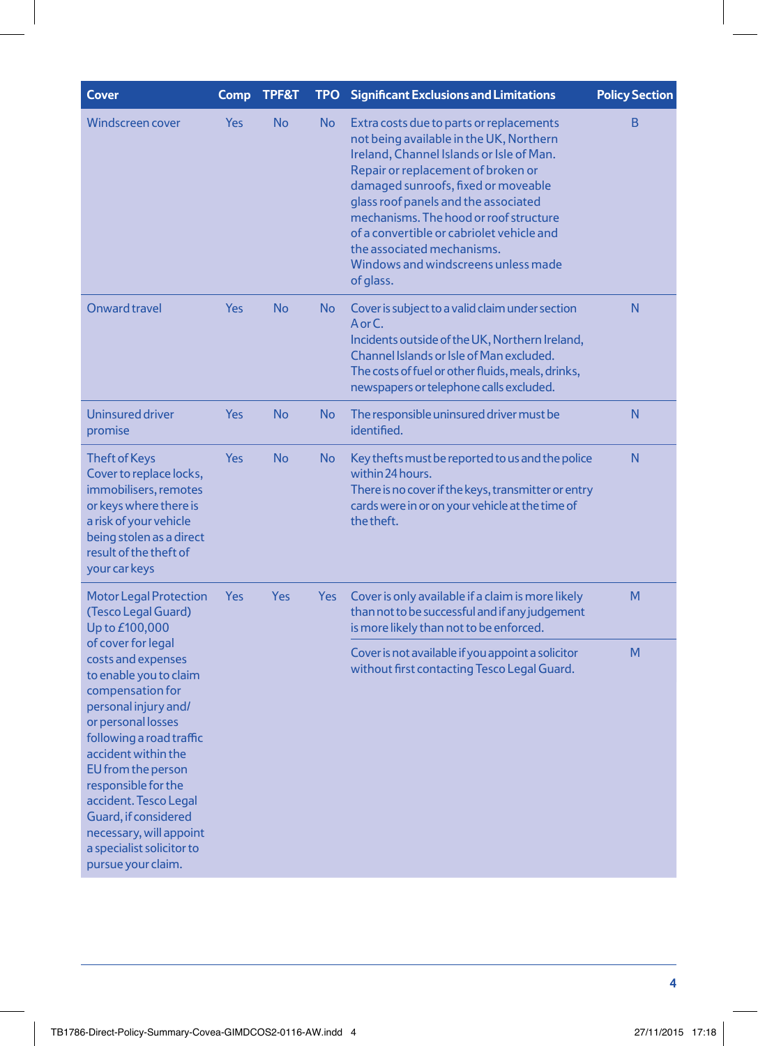| Cover | Comp | TPF&T | TPO | Significant Exclusions and Limitations | Policy Section |
|---|---|---|---|---|---|
| Windscreen cover | Yes | No | No | Extra costs due to parts or replacements not being available in the UK, Northern Ireland, Channel Islands or Isle of Man. Repair or replacement of broken or damaged sunroofs, fixed or moveable glass roof panels and the associated mechanisms. The hood or roof structure of a convertible or cabriolet vehicle and the associated mechanisms. Windows and windscreens unless made of glass. | B |
| Onward travel | Yes | No | No | Cover is subject to a valid claim under section A or C. Incidents outside of the UK, Northern Ireland, Channel Islands or Isle of Man excluded. The costs of fuel or other fluids, meals, drinks, newspapers or telephone calls excluded. | N |
| Uninsured driver promise | Yes | No | No | The responsible uninsured driver must be identified. | N |
| Theft of Keys Cover to replace locks, immobilisers, remotes or keys where there is a risk of your vehicle being stolen as a direct result of the theft of your car keys | Yes | No | No | Key thefts must be reported to us and the police within 24 hours. There is no cover if the keys, transmitter or entry cards were in or on your vehicle at the time of the theft. | N |
| Motor Legal Protection (Tesco Legal Guard) Up to £100,000 of cover for legal costs and expenses to enable you to claim compensation for personal injury and/or personal losses following a road traffic accident within the EU from the person responsible for the accident. Tesco Legal Guard, if considered necessary, will appoint a specialist solicitor to pursue your claim. | Yes | Yes | Yes | Cover is only available if a claim is more likely than not to be successful and if any judgement is more likely than not to be enforced. | M |
| | | | | Cover is not available if you appoint a solicitor without first contacting Tesco Legal Guard. | M |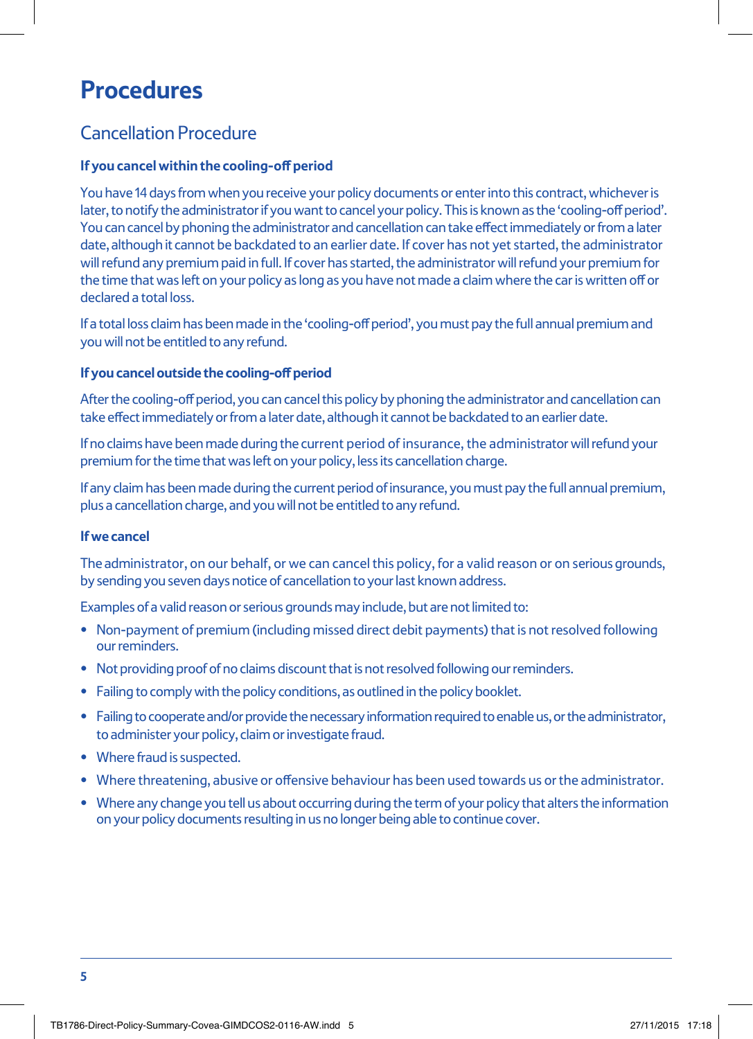# Procedures

## Cancellation Procedure

### If you cancel within the cooling-off period

You have 14 days from when you receive your policy documents or enter into this contract, whichever is later, to notify the administrator if you want to cancel your policy. This is known as the 'cooling-off period'. You can cancel by phoning the administrator and cancellation can take effect immediately or from a later date, although it cannot be backdated to an earlier date. If cover has not yet started, the administrator will refund any premium paid in full. If cover has started, the administrator will refund your premium for the time that was left on your policy as long as you have not made a claim where the car is written off or declared a total loss.

If a total loss claim has been made in the 'cooling-off period', you must pay the full annual premium and you will not be entitled to any refund.

### If you cancel outside the cooling-off period

After the cooling-off period, you can cancel this policy by phoning the administrator and cancellation can take effect immediately or from a later date, although it cannot be backdated to an earlier date.

If no claims have been made during the current period of insurance, the administrator will refund your premium for the time that was left on your policy, less its cancellation charge.

If any claim has been made during the current period of insurance, you must pay the full annual premium, plus a cancellation charge, and you will not be entitled to any refund.

### If we cancel

The administrator, on our behalf, or we can cancel this policy, for a valid reason or on serious grounds, by sending you seven days notice of cancellation to your last known address.

Examples of a valid reason or serious grounds may include, but are not limited to:

- Non-payment of premium (including missed direct debit payments) that is not resolved following our reminders.
- Not providing proof of no claims discount that is not resolved following our reminders.
- Failing to comply with the policy conditions, as outlined in the policy booklet.
- Failing to cooperate and/or provide the necessary information required to enable us, or the administrator, to administer your policy, claim or investigate fraud.
- Where fraud is suspected.
- Where threatening, abusive or offensive behaviour has been used towards us or the administrator.
- Where any change you tell us about occurring during the term of your policy that alters the information on your policy documents resulting in us no longer being able to continue cover.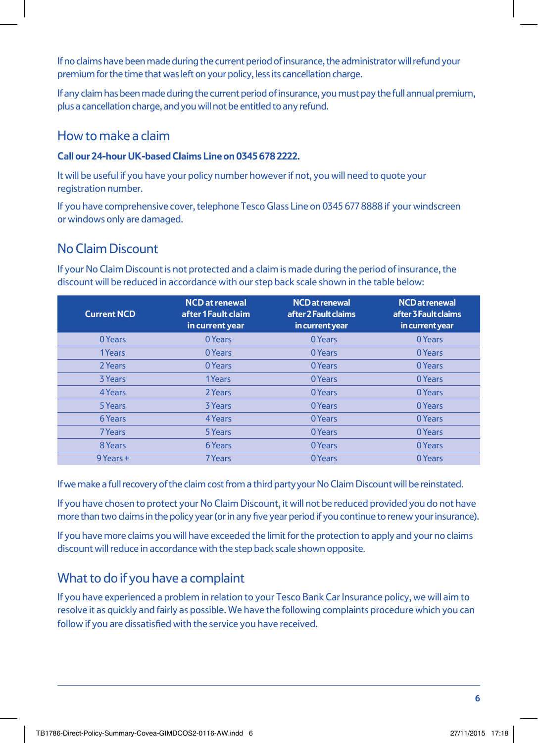If no claims have been made during the current period of insurance, the administrator will refund your premium for the time that was left on your policy, less its cancellation charge.

If any claim has been made during the current period of insurance, you must pay the full annual premium, plus a cancellation charge, and you will not be entitled to any refund.

## How to make a claim

**Call our 24-hour UK-based Claims Line on 0345 678 2222.**

It will be useful if you have your policy number however if not, you will need to quote your registration number.

If you have comprehensive cover, telephone Tesco Glass Line on 0345 677 8888 if your windscreen or windows only are damaged.

## No Claim Discount

If your No Claim Discount is not protected and a claim is made during the period of insurance, the discount will be reduced in accordance with our step back scale shown in the table below:

| Current NCD | NCD at renewal after 1 Fault claim in current year | NCD at renewal after 2 Fault claims in current year | NCD at renewal after 3 Fault claims in current year |
|---|---|---|---|
| 0 Years | 0 Years | 0 Years | 0 Years |
| 1 Years | 0 Years | 0 Years | 0 Years |
| 2 Years | 0 Years | 0 Years | 0 Years |
| 3 Years | 1 Years | 0 Years | 0 Years |
| 4 Years | 2 Years | 0 Years | 0 Years |
| 5 Years | 3 Years | 0 Years | 0 Years |
| 6 Years | 4 Years | 0 Years | 0 Years |
| 7 Years | 5 Years | 0 Years | 0 Years |
| 8 Years | 6 Years | 0 Years | 0 Years |
| 9 Years + | 7 Years | 0 Years | 0 Years |

If we make a full recovery of the claim cost from a third party your No Claim Discount will be reinstated.

If you have chosen to protect your No Claim Discount, it will not be reduced provided you do not have more than two claims in the policy year (or in any five year period if you continue to renew your insurance).

If you have more claims you will have exceeded the limit for the protection to apply and your no claims discount will reduce in accordance with the step back scale shown opposite.

## What to do if you have a complaint

If you have experienced a problem in relation to your Tesco Bank Car Insurance policy, we will aim to resolve it as quickly and fairly as possible. We have the following complaints procedure which you can follow if you are dissatisfied with the service you have received.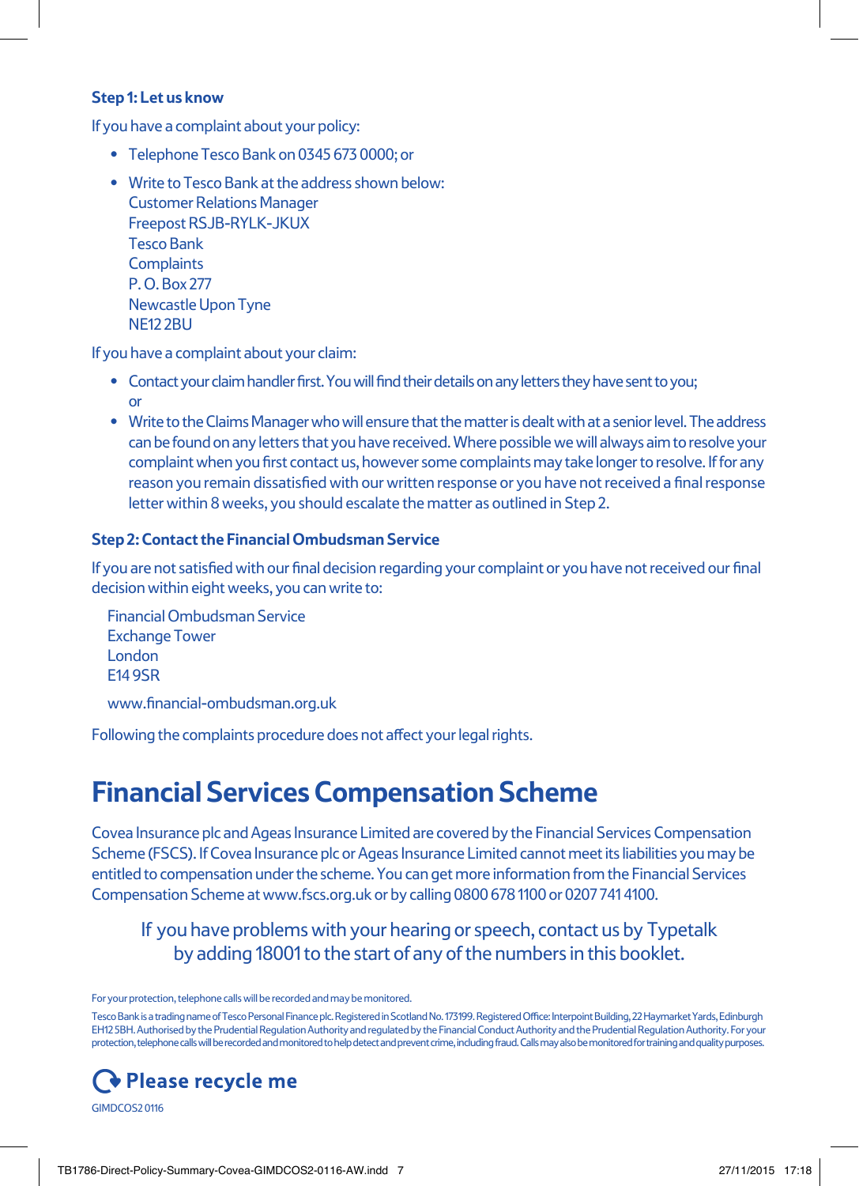### Step 1: Let us know

If you have a complaint about your policy:

- Telephone Tesco Bank on 0345 673 0000; or
- Write to Tesco Bank at the address shown below:
  Customer Relations Manager
  Freepost RSJB-RYLK-JKUX
  Tesco Bank
  Complaints
  P. O. Box 277
  Newcastle Upon Tyne
  NE12 2BU

If you have a complaint about your claim:

- Contact your claim handler first. You will find their details on any letters they have sent to you; or
- Write to the Claims Manager who will ensure that the matter is dealt with at a senior level. The address can be found on any letters that you have received. Where possible we will always aim to resolve your complaint when you first contact us, however some complaints may take longer to resolve. If for any reason you remain dissatisfied with our written response or you have not received a final response letter within 8 weeks, you should escalate the matter as outlined in Step 2.

### Step 2: Contact the Financial Ombudsman Service

If you are not satisfied with our final decision regarding your complaint or you have not received our final decision within eight weeks, you can write to:

Financial Ombudsman Service
Exchange Tower
London
E14 9SR

www.financial-ombudsman.org.uk

Following the complaints procedure does not affect your legal rights.

# Financial Services Compensation Scheme

Covea Insurance plc and Ageas Insurance Limited are covered by the Financial Services Compensation Scheme (FSCS). If Covea Insurance plc or Ageas Insurance Limited cannot meet its liabilities you may be entitled to compensation under the scheme. You can get more information from the Financial Services Compensation Scheme at www.fscs.org.uk or by calling 0800 678 1100 or 0207 741 4100.

If you have problems with your hearing or speech, contact us by Typetalk by adding 18001 to the start of any of the numbers in this booklet.

For your protection, telephone calls will be recorded and may be monitored.

Tesco Bank is a trading name of Tesco Personal Finance plc. Registered in Scotland No. 173199. Registered Office: Interpoint Building, 22 Haymarket Yards, Edinburgh EH12 5BH. Authorised by the Prudential Regulation Authority and regulated by the Financial Conduct Authority and the Prudential Regulation Authority. For your protection, telephone calls will be recorded and monitored to help detect and prevent crime, including fraud. Calls may also be monitored for training and quality purposes.

**Please recycle me**

GIMDCOS2 0116